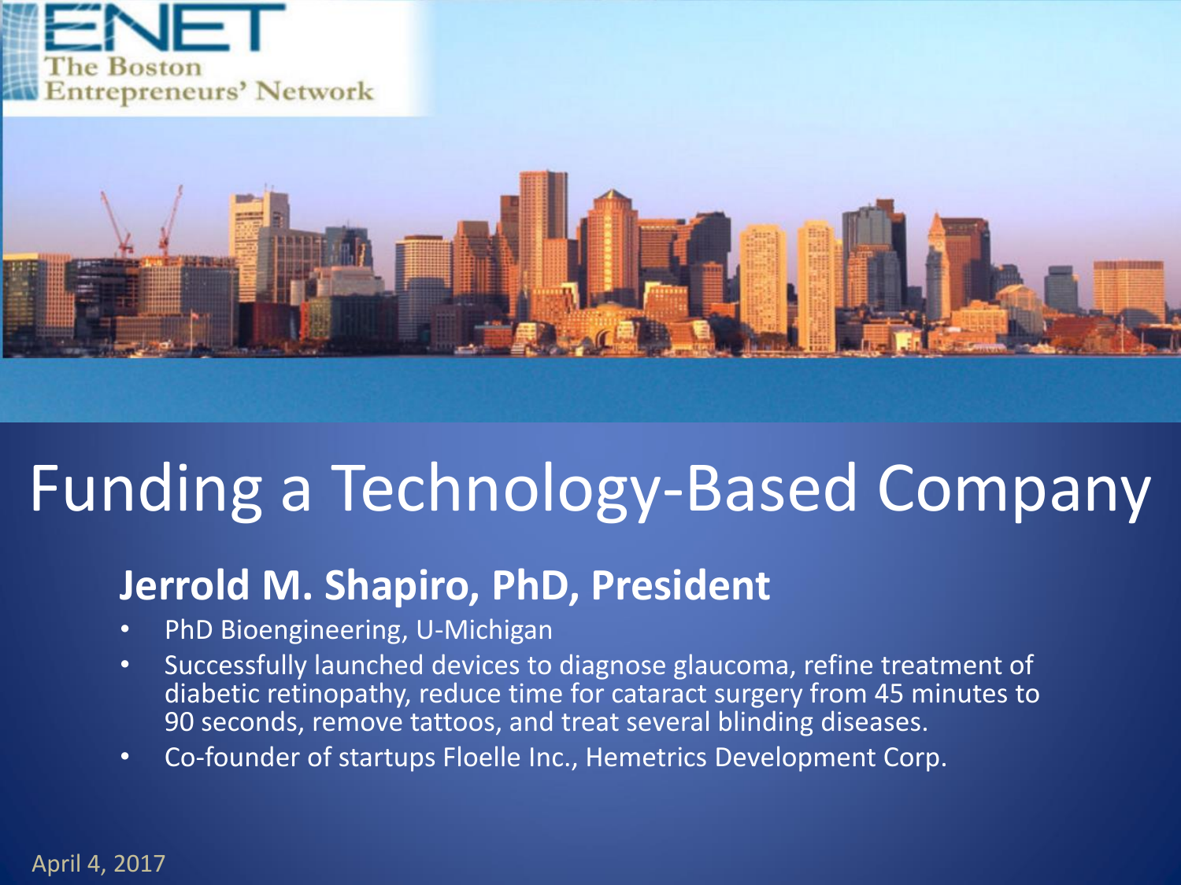ENET
The Boston Entrepreneurs' Network

# Funding a Technology-Based Company

## Jerrold M. Shapiro, PhD, President

- PhD Bioengineering, U-Michigan
- Successfully launched devices to diagnose glaucoma, refine treatment of diabetic retinopathy, reduce time for cataract surgery from 45 minutes to 90 seconds, remove tattoos, and treat several blinding diseases.
- Co-founder of startups Floelle Inc., Hemetrics Development Corp.

April 4, 2017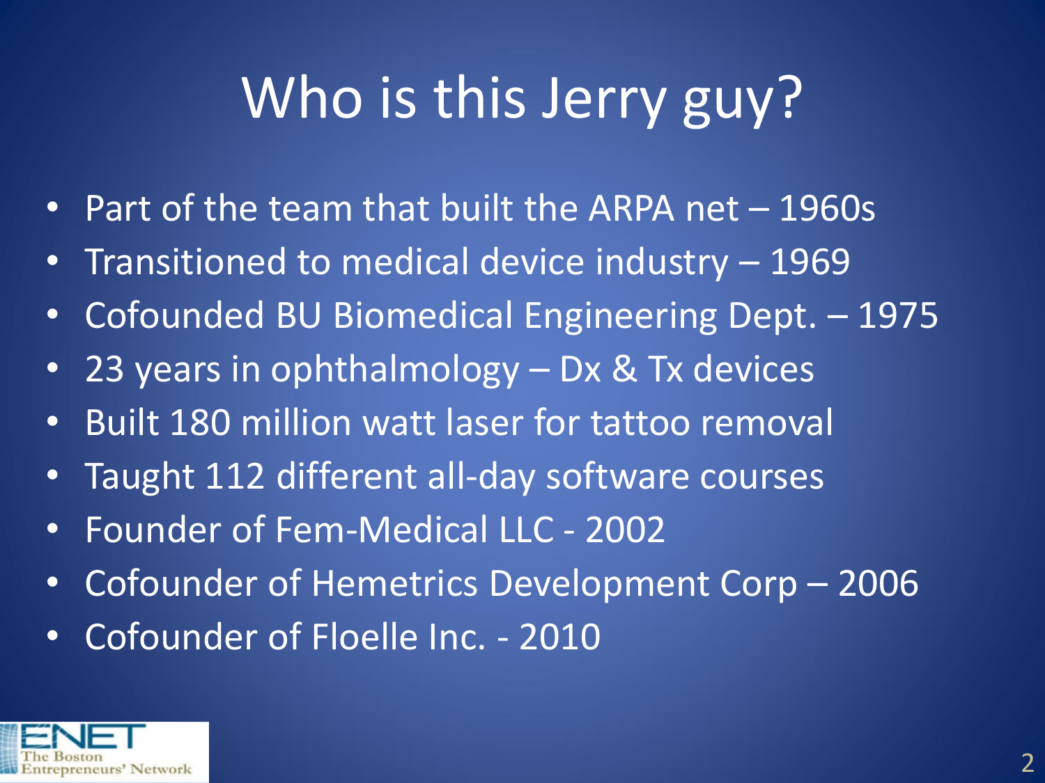# Who is this Jerry guy?

- Part of the team that built the ARPA net – 1960s
- Transitioned to medical device industry – 1969
- Cofounded BU Biomedical Engineering Dept. – 1975
- 23 years in ophthalmology – Dx & Tx devices
- Built 180 million watt laser for tattoo removal
- Taught 112 different all-day software courses
- Founder of Fem-Medical LLC - 2002
- Cofounder of Hemetrics Development Corp – 2006
- Cofounder of Floelle Inc. - 2010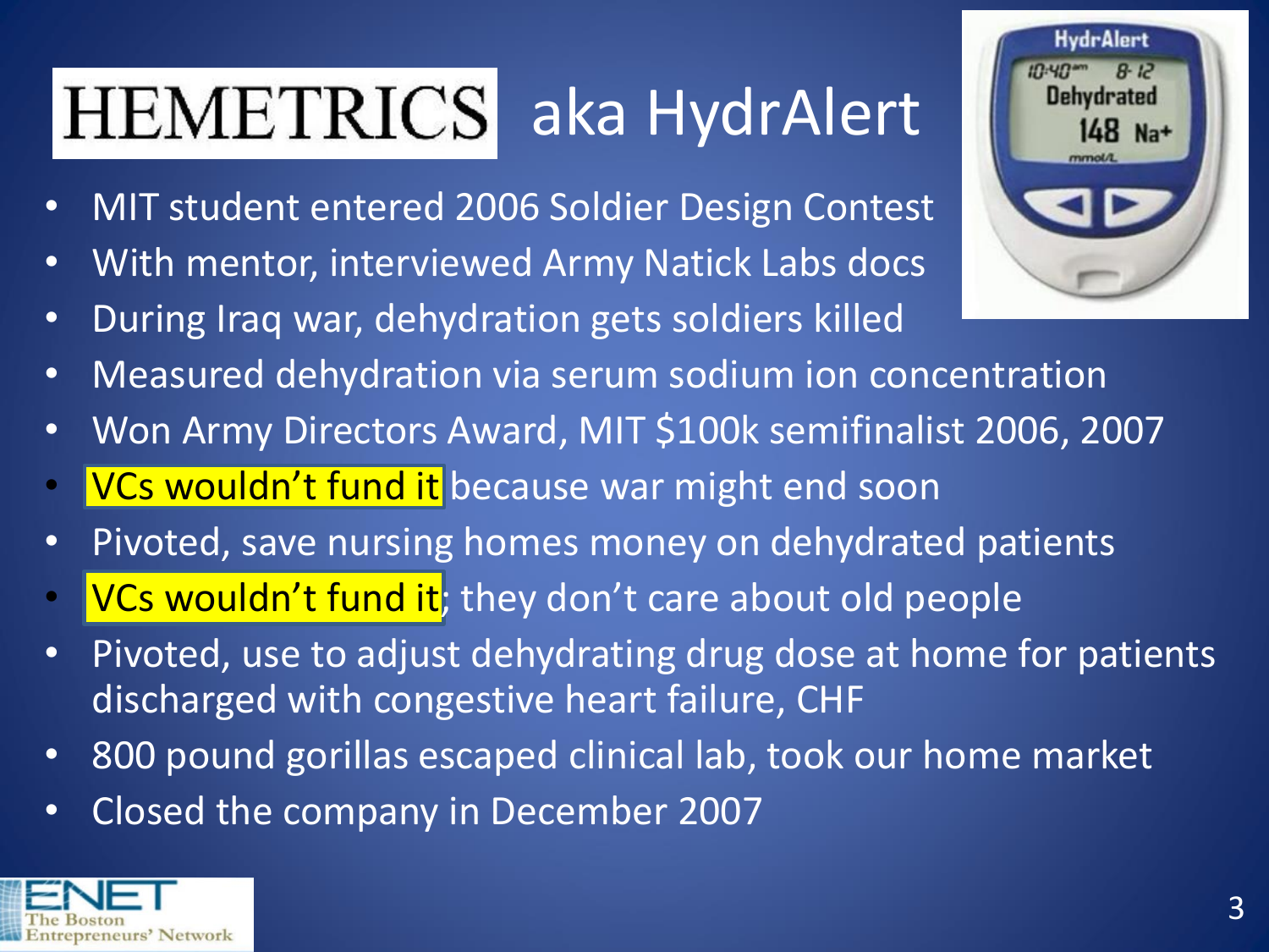# HEMETRICS aka HydrAlert

- MIT student entered 2006 Soldier Design Contest
- With mentor, interviewed Army Natick Labs docs
- During Iraq war, dehydration gets soldiers killed
- Measured dehydration via serum sodium ion concentration
- Won Army Directors Award, MIT $100k semifinalist 2006, 2007
- VCs wouldn't fund it because war might end soon
- Pivoted, save nursing homes money on dehydrated patients
- VCs wouldn't fund it; they don't care about old people
- Pivoted, use to adjust dehydrating drug dose at home for patients discharged with congestive heart failure, CHF
- 800 pound gorillas escaped clinical lab, took our home market
- Closed the company in December 2007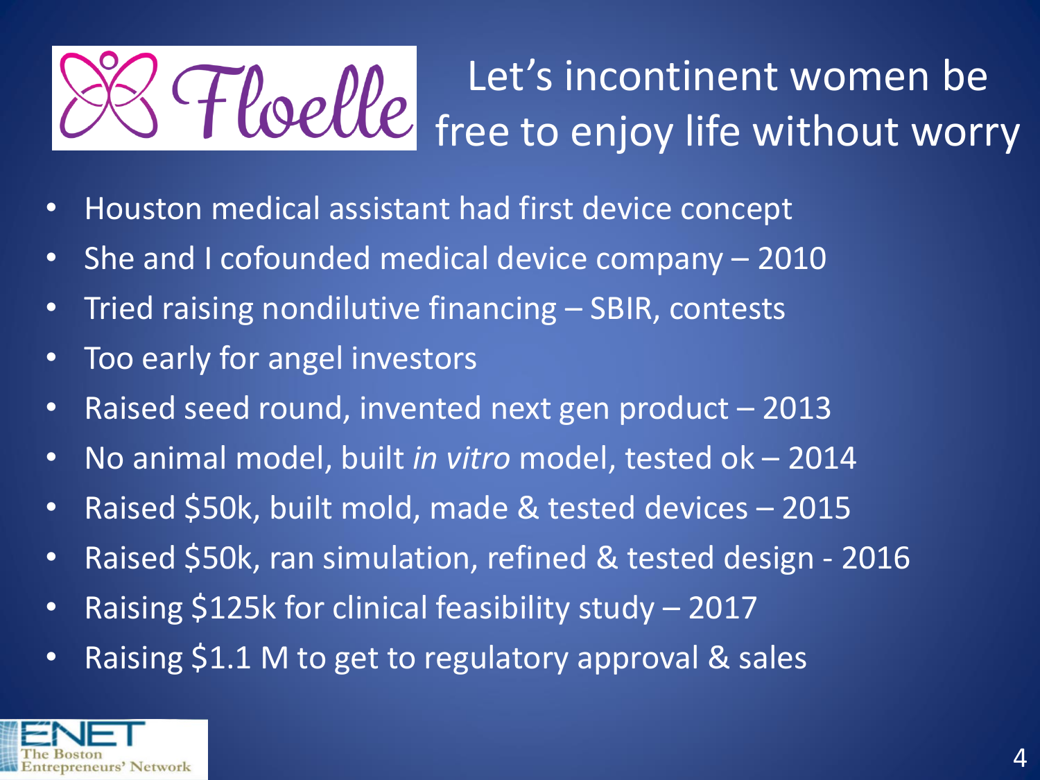# Floelle — Let's incontinent women be free to enjoy life without worry

- Houston medical assistant had first device concept
- She and I cofounded medical device company – 2010
- Tried raising nondilutive financing – SBIR, contests
- Too early for angel investors
- Raised seed round, invented next gen product – 2013
- No animal model, built *in vitro* model, tested ok – 2014
- Raised $50k, built mold, made & tested devices – 2015
- Raised $50k, ran simulation, refined & tested design - 2016
- Raising $125k for clinical feasibility study – 2017
- Raising $1.1 M to get to regulatory approval & sales

ENET The Boston Entrepreneurs' Network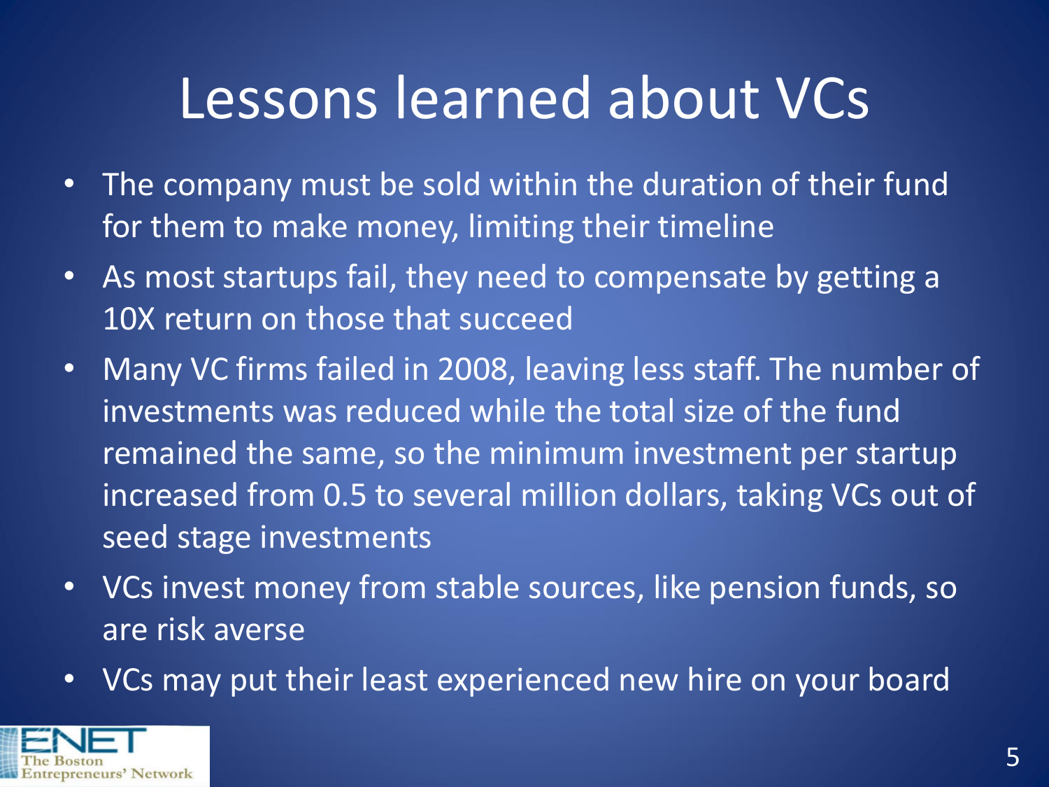# Lessons learned about VCs

- The company must be sold within the duration of their fund for them to make money, limiting their timeline
- As most startups fail, they need to compensate by getting a 10X return on those that succeed
- Many VC firms failed in 2008, leaving less staff. The number of investments was reduced while the total size of the fund remained the same, so the minimum investment per startup increased from 0.5 to several million dollars, taking VCs out of seed stage investments
- VCs invest money from stable sources, like pension funds, so are risk averse
- VCs may put their least experienced new hire on your board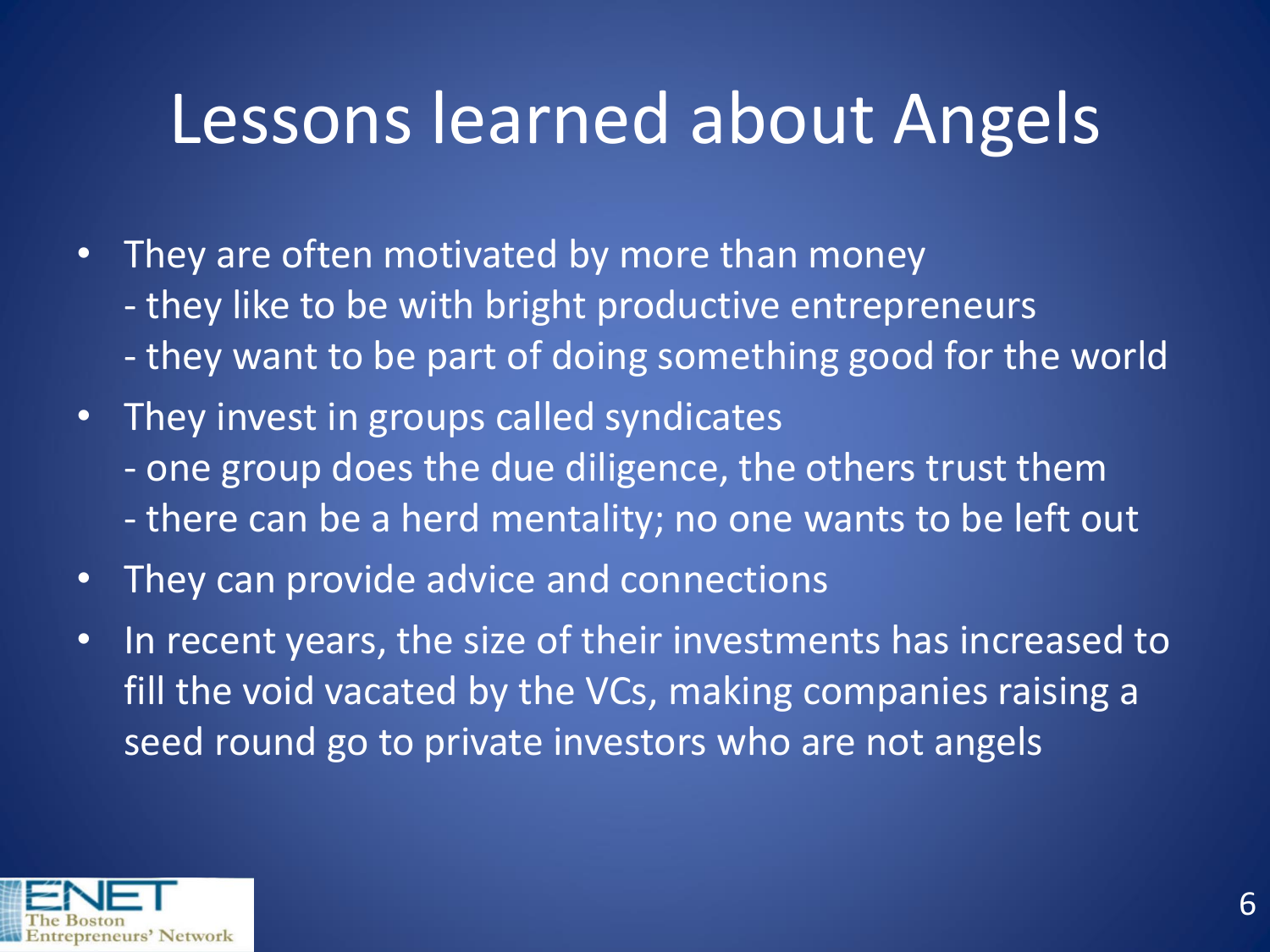# Lessons learned about Angels

- They are often motivated by more than money
  - they like to be with bright productive entrepreneurs
  - they want to be part of doing something good for the world
- They invest in groups called syndicates
  - one group does the due diligence, the others trust them
  - there can be a herd mentality; no one wants to be left out
- They can provide advice and connections
- In recent years, the size of their investments has increased to fill the void vacated by the VCs, making companies raising a seed round go to private investors who are not angels

ENET The Boston Entrepreneurs' Network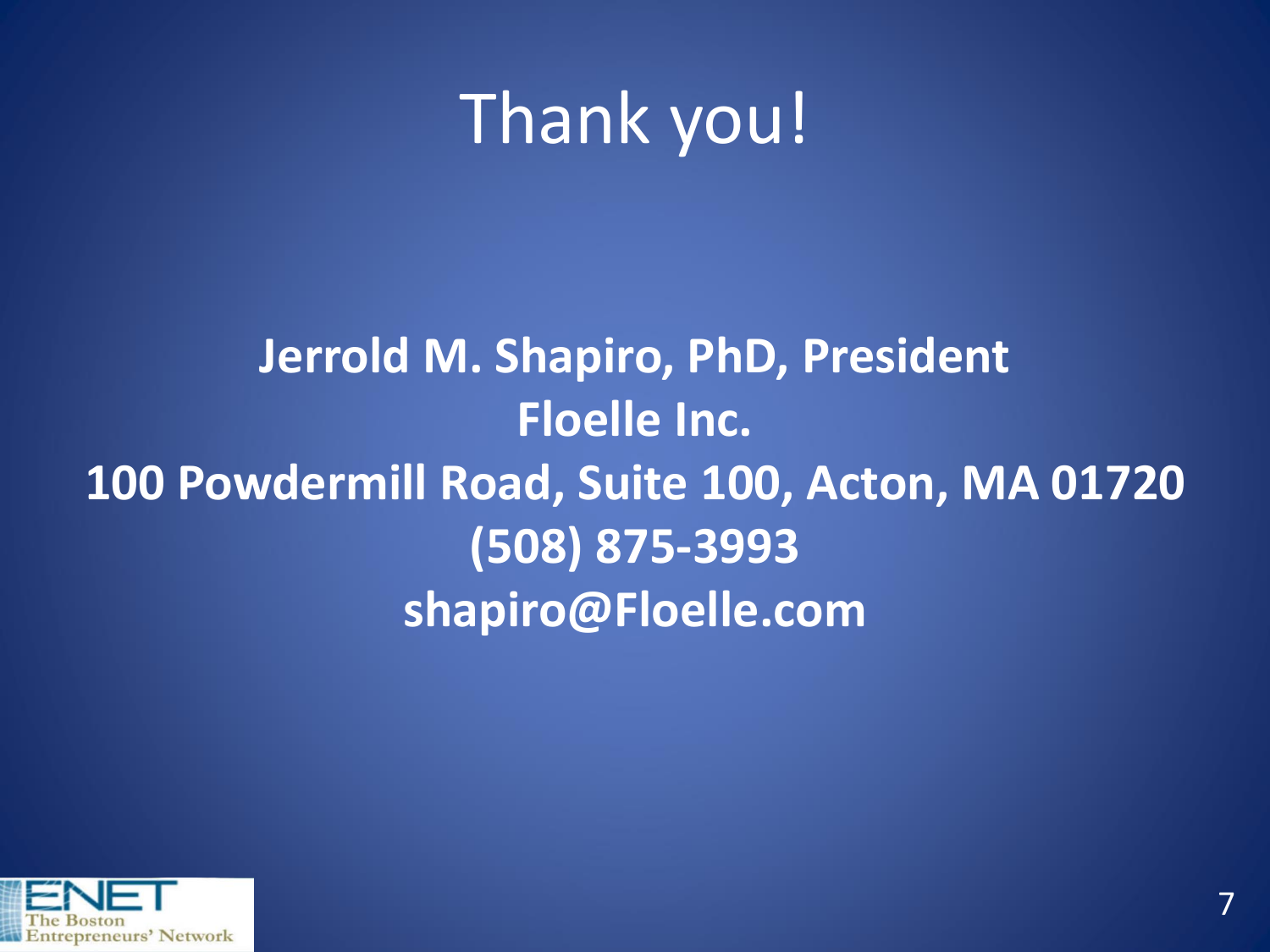# Thank you!

**Jerrold M. Shapiro, PhD, President**
**Floelle Inc.**
**100 Powdermill Road, Suite 100, Acton, MA 01720**
**(508) 875-3993**
**shapiro@Floelle.com**

ENET
The Boston Entrepreneurs' Network